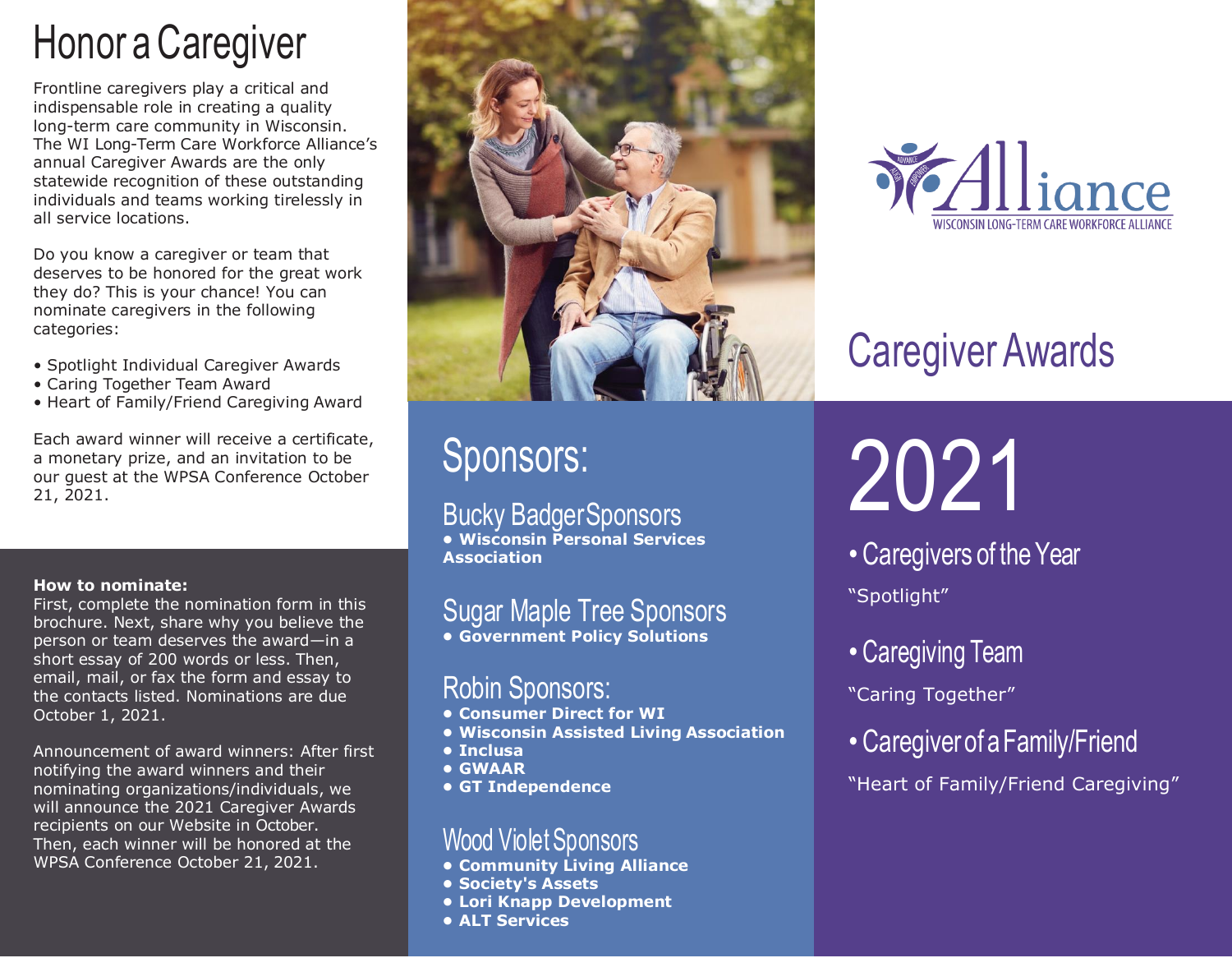# Honor a Caregiver

Frontline caregivers play a critical and indispensable role in creating a quality long-term care community in Wisconsin. The WI Long-Term Care Workforce Alliance's annual Caregiver Awards are the only statewide recognition of these outstanding individuals and teams working tirelessly in all service locations.

Do you know a caregiver or team that deserves to be honored for the great work they do? This is your chance! You can nominate caregivers in the following categories:

- Spotlight Individual Caregiver Awards
- Caring Together Team Award
- Heart of Family/Friend Caregiving Award

Each award winner will receive a certificate, a monetary prize, and an invitation to be our guest at the WPSA Conference October 21, 2021.

**How to nominate:**
First, complete the nomination form in this brochure. Next, share why you believe the person or team deserves the award—in a short essay of 200 words or less. Then, email, mail, or fax the form and essay to the contacts listed. Nominations are due October 1, 2021.

Announcement of award winners: After first notifying the award winners and their nominating organizations/individuals, we will announce the 2021 Caregiver Awards recipients on our Website in October. Then, each winner will be honored at the WPSA Conference October 21, 2021.

# Sponsors:

## Bucky Badger Sponsors
- **Wisconsin Personal Services Association**

## Sugar Maple Tree Sponsors
- **Government Policy Solutions**

## Robin Sponsors:
- **Consumer Direct for WI**
- **Wisconsin Assisted Living Association**
- **Inclusa**
- **GWAAR**
- **GT Independence**

## Wood Violet Sponsors
- **Community Living Alliance**
- **Society's Assets**
- **Lori Knapp Development**
- **ALT Services**

Alliance
WISCONSIN LONG-TERM CARE WORKFORCE ALLIANCE

# Caregiver Awards

# 2021

- Caregivers of the Year

"Spotlight"

- Caregiving Team

"Caring Together"

- Caregiver of a Family/Friend

"Heart of Family/Friend Caregiving"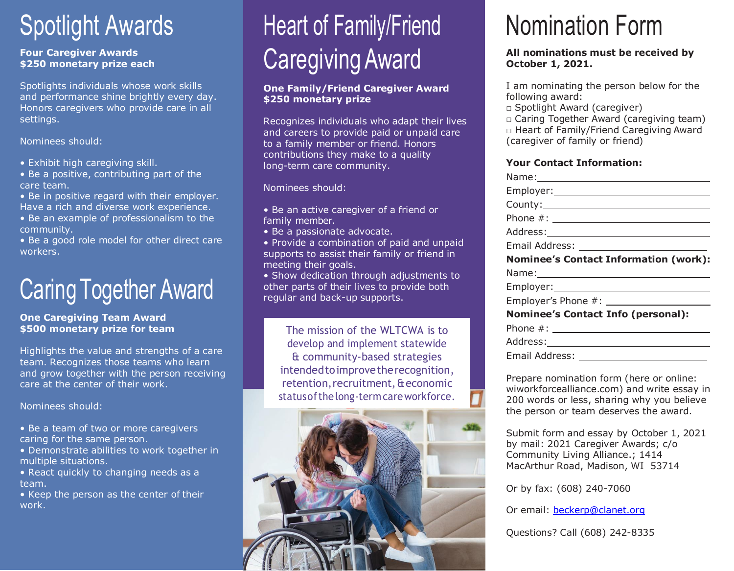# Spotlight Awards

**Four Caregiver Awards**
**$250 monetary prize each**

Spotlights individuals whose work skills and performance shine brightly every day. Honors caregivers who provide care in all settings.

Nominees should:

- Exhibit high caregiving skill.
- Be a positive, contributing part of the care team.
- Be in positive regard with their employer. Have a rich and diverse work experience.
- Be an example of professionalism to the community.
- Be a good role model for other direct care workers.

# Caring Together Award

**One Caregiving Team Award**
**$500 monetary prize for team**

Highlights the value and strengths of a care team. Recognizes those teams who learn and grow together with the person receiving care at the center of their work.

Nominees should:

- Be a team of two or more caregivers caring for the same person.
- Demonstrate abilities to work together in multiple situations.
- React quickly to changing needs as a team.
- Keep the person as the center of their work.

# Heart of Family/Friend Caregiving Award

**One Family/Friend Caregiver Award**
**$250 monetary prize**

Recognizes individuals who adapt their lives and careers to provide paid or unpaid care to a family member or friend. Honors contributions they make to a quality long-term care community.

Nominees should:

- Be an active caregiver of a friend or family member.
- Be a passionate advocate.
- Provide a combination of paid and unpaid supports to assist their family or friend in meeting their goals.
- Show dedication through adjustments to other parts of their lives to provide both regular and back-up supports.

The mission of the WLTCWA is to develop and implement statewide & community-based strategies intended to improve the recognition, retention, recruitment, & economic status of the long-term care workforce.

# Nomination Form

**All nominations must be received by October 1, 2021.**

I am nominating the person below for the following award:

□ Spotlight Award (caregiver)
□ Caring Together Award (caregiving team)
□ Heart of Family/Friend Caregiving Award (caregiver of family or friend)

**Your Contact Information:**

Name: ____________________
Employer: ____________________
County: ____________________
Phone #: ____________________
Address: ____________________
Email Address: ____________________

**Nominee's Contact Information (work):**

Name: ____________________
Employer: ____________________
Employer's Phone #: ____________________

**Nominee's Contact Info (personal):**

Phone #: ____________________
Address: ____________________
Email Address: ____________________

Prepare nomination form (here or online: wiworkforcealliance.com) and write essay in 200 words or less, sharing why you believe the person or team deserves the award.

Submit form and essay by October 1, 2021 by mail: 2021 Caregiver Awards; c/o Community Living Alliance.; 1414 MacArthur Road, Madison, WI 53714

Or by fax: (608) 240-7060

Or email: beckerp@clanet.org

Questions? Call (608) 242-8335